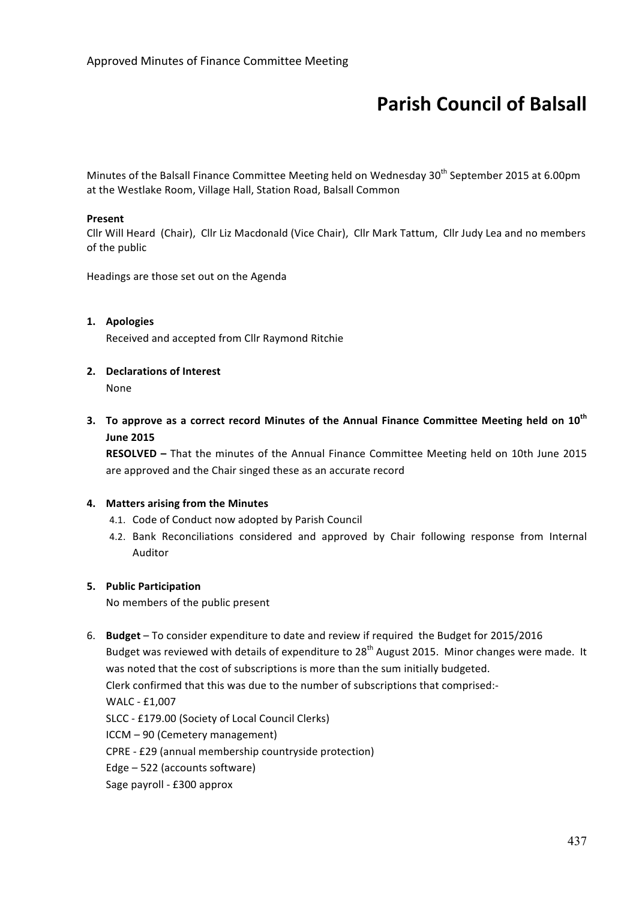Approved Minutes of Finance Committee Meeting

# Parish Council of Balsall

Minutes of the Balsall Finance Committee Meeting held on Wednesday 30th September 2015 at 6.00pm at the Westlake Room, Village Hall, Station Road, Balsall Common

**Present**
Cllr Will Heard (Chair), Cllr Liz Macdonald (Vice Chair), Cllr Mark Tattum, Cllr Judy Lea and no members of the public

Headings are those set out on the Agenda

1. **Apologies**
   Received and accepted from Cllr Raymond Ritchie

2. **Declarations of Interest**
   None

3. **To approve as a correct record Minutes of the Annual Finance Committee Meeting held on 10th June 2015**
   **RESOLVED –** That the minutes of the Annual Finance Committee Meeting held on 10th June 2015 are approved and the Chair singed these as an accurate record

4. **Matters arising from the Minutes**
   4.1. Code of Conduct now adopted by Parish Council
   4.2. Bank Reconciliations considered and approved by Chair following response from Internal Auditor

5. **Public Participation**
   No members of the public present

6. **Budget** – To consider expenditure to date and review if required the Budget for 2015/2016
   Budget was reviewed with details of expenditure to 28th August 2015. Minor changes were made. It was noted that the cost of subscriptions is more than the sum initially budgeted.
   Clerk confirmed that this was due to the number of subscriptions that comprised:-
   WALC - £1,007
   SLCC - £179.00 (Society of Local Council Clerks)
   ICCM – 90 (Cemetery management)
   CPRE - £29 (annual membership countryside protection)
   Edge – 522 (accounts software)
   Sage payroll - £300 approx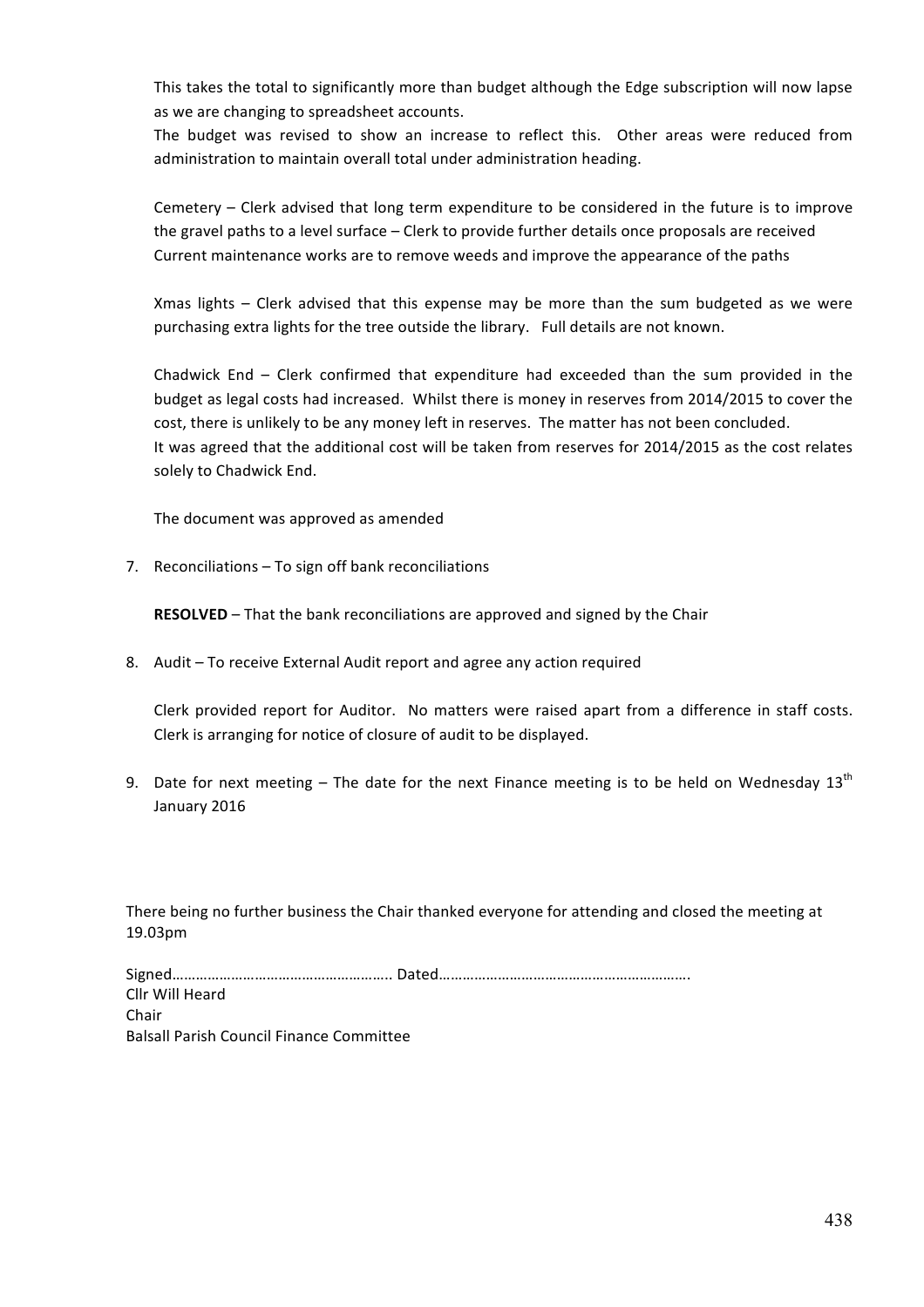This takes the total to significantly more than budget although the Edge subscription will now lapse as we are changing to spreadsheet accounts.

The budget was revised to show an increase to reflect this. Other areas were reduced from administration to maintain overall total under administration heading.

Cemetery – Clerk advised that long term expenditure to be considered in the future is to improve the gravel paths to a level surface – Clerk to provide further details once proposals are received

Current maintenance works are to remove weeds and improve the appearance of the paths

Xmas lights – Clerk advised that this expense may be more than the sum budgeted as we were purchasing extra lights for the tree outside the library. Full details are not known.

Chadwick End – Clerk confirmed that expenditure had exceeded than the sum provided in the budget as legal costs had increased. Whilst there is money in reserves from 2014/2015 to cover the cost, there is unlikely to be any money left in reserves. The matter has not been concluded.

It was agreed that the additional cost will be taken from reserves for 2014/2015 as the cost relates solely to Chadwick End.

The document was approved as amended

7. Reconciliations – To sign off bank reconciliations

   **RESOLVED** – That the bank reconciliations are approved and signed by the Chair

8. Audit – To receive External Audit report and agree any action required

   Clerk provided report for Auditor. No matters were raised apart from a difference in staff costs. Clerk is arranging for notice of closure of audit to be displayed.

9. Date for next meeting – The date for the next Finance meeting is to be held on Wednesday 13th January 2016

There being no further business the Chair thanked everyone for attending and closed the meeting at 19.03pm

Signed……………………………………………….. Dated……………………………………………………….

Cllr Will Heard

Chair

Balsall Parish Council Finance Committee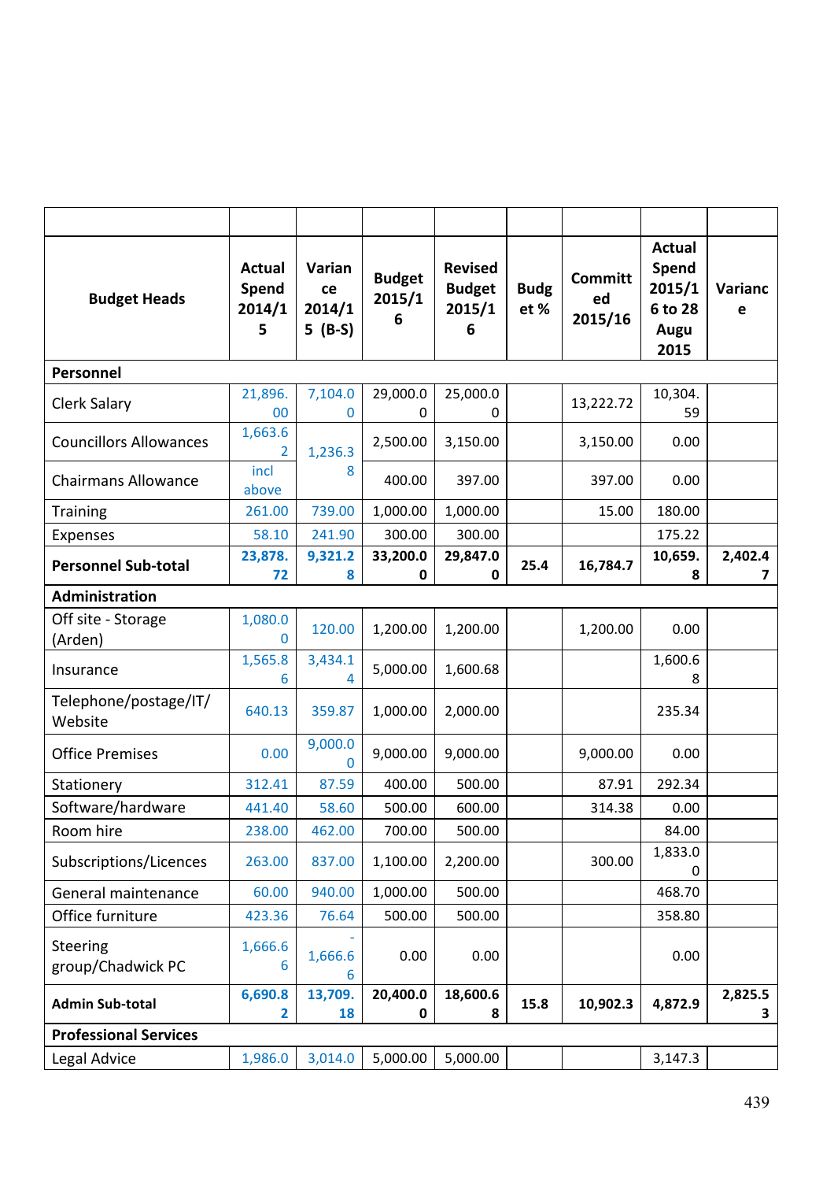| | | | | | | | | |
|---|---|---|---|---|---|---|---|---|
| **Budget Heads** | **Actual Spend 2014/15** | **Variance 2014/15 (B-S)** | **Budget 2015/16** | **Revised Budget 2015/16** | **Budget %** | **Committed 2015/16** | **Actual Spend 2015/16 to 28 Augu 2015** | **Variance** |
| **Personnel** | | | | | | | | |
| Clerk Salary | 21,896.00 | 7,104.00 | 29,000.00 | 25,000.00 | | 13,222.72 | 10,304.59 | |
| Councillors Allowances | 1,663.62 | 1,236.38 | 2,500.00 | 3,150.00 | | 3,150.00 | 0.00 | |
| Chairmans Allowance | incl above | | 400.00 | 397.00 | | 397.00 | 0.00 | |
| Training | 261.00 | 739.00 | 1,000.00 | 1,000.00 | | 15.00 | 180.00 | |
| Expenses | 58.10 | 241.90 | 300.00 | 300.00 | | | 175.22 | |
| **Personnel Sub-total** | **23,878.72** | **9,321.28** | **33,200.00** | **29,847.00** | **25.4** | **16,784.7** | **10,659.8** | **2,402.47** |
| **Administration** | | | | | | | | |
| Off site - Storage (Arden) | 1,080.00 | 120.00 | 1,200.00 | 1,200.00 | | 1,200.00 | 0.00 | |
| Insurance | 1,565.86 | 3,434.14 | 5,000.00 | 1,600.68 | | | 1,600.68 | |
| Telephone/postage/IT/Website | 640.13 | 359.87 | 1,000.00 | 2,000.00 | | | 235.34 | |
| Office Premises | 0.00 | 9,000.00 | 9,000.00 | 9,000.00 | | 9,000.00 | 0.00 | |
| Stationery | 312.41 | 87.59 | 400.00 | 500.00 | | 87.91 | 292.34 | |
| Software/hardware | 441.40 | 58.60 | 500.00 | 600.00 | | 314.38 | 0.00 | |
| Room hire | 238.00 | 462.00 | 700.00 | 500.00 | | | 84.00 | |
| Subscriptions/Licences | 263.00 | 837.00 | 1,100.00 | 2,200.00 | | 300.00 | 1,833.00 | |
| General maintenance | 60.00 | 940.00 | 1,000.00 | 500.00 | | | 468.70 | |
| Office furniture | 423.36 | 76.64 | 500.00 | 500.00 | | | 358.80 | |
| Steering group/Chadwick PC | 1,666.66 | -1,666.66 | 0.00 | 0.00 | | | 0.00 | |
| **Admin Sub-total** | **6,690.82** | **13,709.18** | **20,400.00** | **18,600.68** | **15.8** | **10,902.3** | **4,872.9** | **2,825.53** |
| **Professional Services** | | | | | | | | |
| Legal Advice | 1,986.0 | 3,014.0 | 5,000.00 | 5,000.00 | | | 3,147.3 | |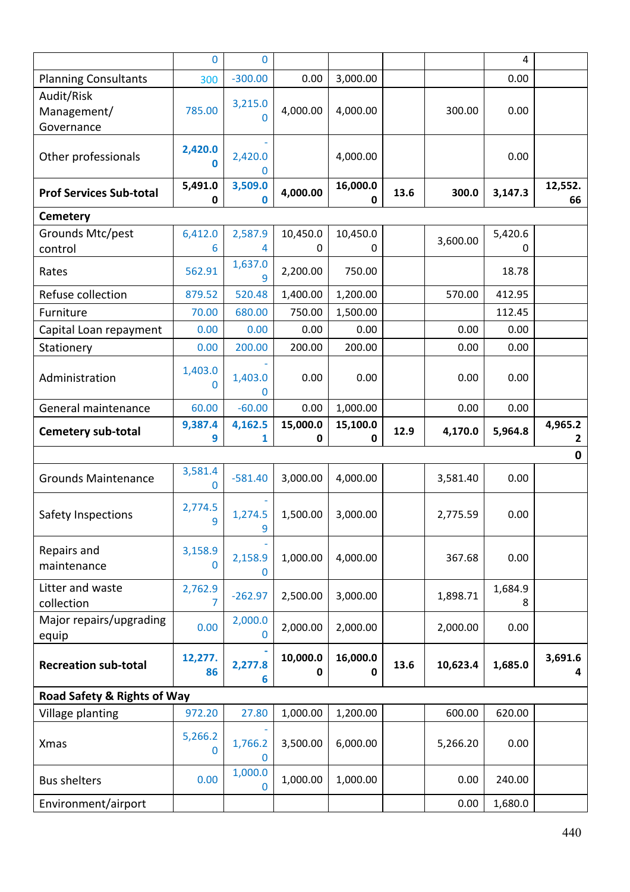| | | | | | | | | |
|---|---|---|---|---|---|---|---|---|
| | 0 | 0 | | | | | 4 | |
| Planning Consultants | 300 | -300.00 | 0.00 | 3,000.00 | | | 0.00 | |
| Audit/Risk Management/ Governance | 785.00 | 3,215.00 | 4,000.00 | 4,000.00 | | 300.00 | 0.00 | |
| Other professionals | **2,420.00** | -2,420.00 | | 4,000.00 | | | 0.00 | |
| **Prof Services Sub-total** | **5,491.00** | **3,509.00** | **4,000.00** | **16,000.00** | **13.6** | **300.0** | **3,147.3** | **12,552.66** |
| **Cemetery** | | | | | | | | |
| Grounds Mtc/pest control | 6,412.06 | 2,587.94 | 10,450.00 | 10,450.00 | | 3,600.00 | 5,420.60 | |
| Rates | 562.91 | 1,637.09 | 2,200.00 | 750.00 | | | 18.78 | |
| Refuse collection | 879.52 | 520.48 | 1,400.00 | 1,200.00 | | 570.00 | 412.95 | |
| Furniture | 70.00 | 680.00 | 750.00 | 1,500.00 | | | 112.45 | |
| Capital Loan repayment | 0.00 | 0.00 | 0.00 | 0.00 | | 0.00 | 0.00 | |
| Stationery | 0.00 | 200.00 | 200.00 | 200.00 | | 0.00 | 0.00 | |
| Administration | 1,403.00 | -1,403.00 | 0.00 | 0.00 | | 0.00 | 0.00 | |
| General maintenance | 60.00 | -60.00 | 0.00 | 1,000.00 | | 0.00 | 0.00 | |
| **Cemetery sub-total** | **9,387.49** | **4,162.51** | **15,000.00** | **15,100.00** | **12.9** | **4,170.0** | **5,964.8** | **4,965.22** |
| | | | | | | | | **0** |
| Grounds Maintenance | 3,581.40 | -581.40 | 3,000.00 | 4,000.00 | | 3,581.40 | 0.00 | |
| Safety Inspections | 2,774.59 | -1,274.59 | 1,500.00 | 3,000.00 | | 2,775.59 | 0.00 | |
| Repairs and maintenance | 3,158.90 | -2,158.90 | 1,000.00 | 4,000.00 | | 367.68 | 0.00 | |
| Litter and waste collection | 2,762.97 | -262.97 | 2,500.00 | 3,000.00 | | 1,898.71 | 1,684.98 | |
| Major repairs/upgrading equip | 0.00 | 2,000.00 | 2,000.00 | 2,000.00 | | 2,000.00 | 0.00 | |
| **Recreation sub-total** | **12,277.86** | **-2,277.86** | **10,000.00** | **16,000.00** | **13.6** | **10,623.4** | **1,685.0** | **3,691.64** |
| **Road Safety & Rights of Way** | | | | | | | | |
| Village planting | 972.20 | 27.80 | 1,000.00 | 1,200.00 | | 600.00 | 620.00 | |
| Xmas | 5,266.20 | -1,766.20 | 3,500.00 | 6,000.00 | | 5,266.20 | 0.00 | |
| Bus shelters | 0.00 | 1,000.00 | 1,000.00 | 1,000.00 | | 0.00 | 240.00 | |
| Environment/airport | | | | | | 0.00 | 1,680.0 | |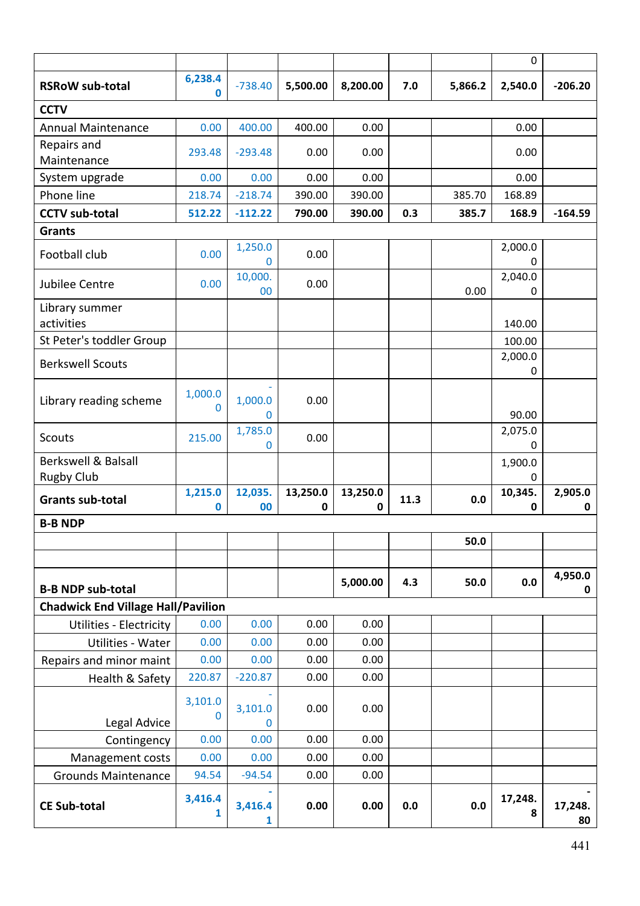| | | | | | | | | |
|---|---|---|---|---|---|---|---|---|
| | | | | | | | 0 | |
| **RSRoW sub-total** | **6,238.40** | -738.40 | **5,500.00** | **8,200.00** | **7.0** | **5,866.2** | **2,540.0** | **-206.20** |
| **CCTV** | | | | | | | | |
| Annual Maintenance | 0.00 | 400.00 | 400.00 | 0.00 | | | 0.00 | |
| Repairs and Maintenance | 293.48 | -293.48 | 0.00 | 0.00 | | | 0.00 | |
| System upgrade | 0.00 | 0.00 | 0.00 | 0.00 | | | 0.00 | |
| Phone line | 218.74 | -218.74 | 390.00 | 390.00 | | 385.70 | 168.89 | |
| **CCTV sub-total** | **512.22** | **-112.22** | **790.00** | **390.00** | **0.3** | **385.7** | **168.9** | **-164.59** |
| **Grants** | | | | | | | | |
| Football club | 0.00 | 1,250.00 | 0.00 | | | | 2,000.00 | |
| Jubilee Centre | 0.00 | 10,000.00 | 0.00 | | | 0.00 | 2,040.00 | |
| Library summer activities | | | | | | | 140.00 | |
| St Peter's toddler Group | | | | | | | 100.00 | |
| Berkswell Scouts | | | | | | | 2,000.00 | |
| Library reading scheme | 1,000.00 | -1,000.00 | 0.00 | | | | 90.00 | |
| Scouts | 215.00 | 1,785.00 | 0.00 | | | | 2,075.00 | |
| Berkswell & Balsall Rugby Club | | | | | | | 1,900.00 | |
| **Grants sub-total** | **1,215.00** | **12,035.00** | **13,250.00** | **13,250.00** | **11.3** | **0.0** | **10,345.0** | **2,905.00** |
| **B-B NDP** | | | | | | | | |
| | | | | | | **50.0** | | |
| | | | | | | | | |
| **B-B NDP sub-total** | | | | **5,000.00** | **4.3** | **50.0** | **0.0** | **4,950.00** |
| **Chadwick End Village Hall/Pavilion** | | | | | | | | |
| Utilities - Electricity | 0.00 | 0.00 | 0.00 | 0.00 | | | | |
| Utilities - Water | 0.00 | 0.00 | 0.00 | 0.00 | | | | |
| Repairs and minor maint | 0.00 | 0.00 | 0.00 | 0.00 | | | | |
| Health & Safety | 220.87 | -220.87 | 0.00 | 0.00 | | | | |
| Legal Advice | 3,101.00 | -3,101.00 | 0.00 | 0.00 | | | | |
| Contingency | 0.00 | 0.00 | 0.00 | 0.00 | | | | |
| Management costs | 0.00 | 0.00 | 0.00 | 0.00 | | | | |
| Grounds Maintenance | 94.54 | -94.54 | 0.00 | 0.00 | | | | |
| **CE Sub-total** | **3,416.41** | **-3,416.41** | **0.00** | **0.00** | **0.0** | **0.0** | **17,248.8** | **-17,248.80** |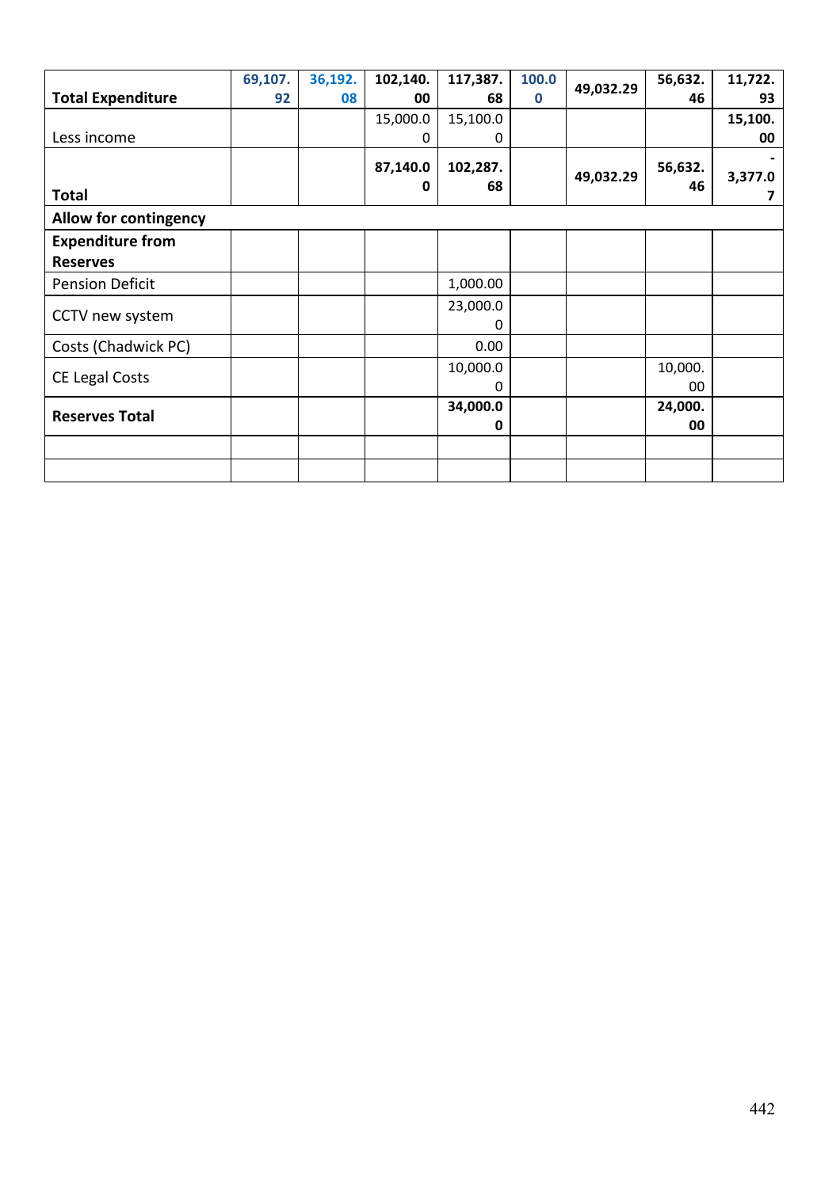| | | | | | | | | |
|---|---|---|---|---|---|---|---|---|
| **Total Expenditure** | **69,107.92** | **36,192.08** | **102,140.00** | **117,387.68** | **100.00** | **49,032.29** | **56,632.46** | **11,722.93** |
| Less income | | | 15,000.00 | 15,100.00 | | | | **15,100.00** |
| **Total** | | | **87,140.00** | **102,287.68** | | **49,032.29** | **56,632.46** | **-3,377.07** |
| **Allow for contingency** | | | | | | | | |
| **Expenditure from Reserves** | | | | | | | | |
| Pension Deficit | | | | 1,000.00 | | | | |
| CCTV new system | | | | 23,000.00 | | | | |
| Costs (Chadwick PC) | | | | 0.00 | | | | |
| CE Legal Costs | | | | 10,000.00 | | | 10,000.00 | |
| **Reserves Total** | | | | **34,000.00** | | | **24,000.00** | |
| | | | | | | | | |
| | | | | | | | | |